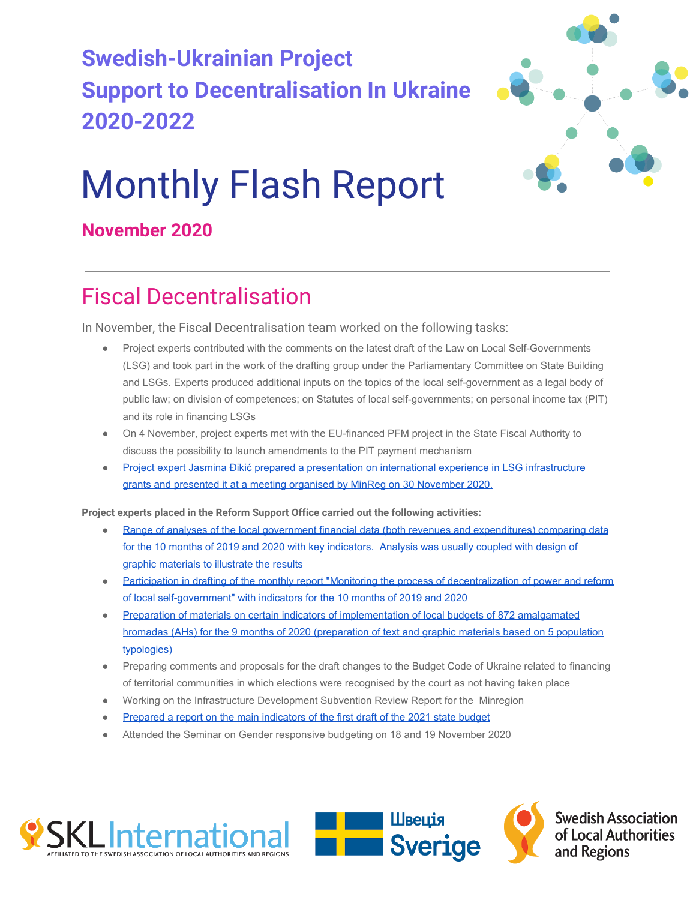# Swedish-Ukrainian Project Support to Decentralisation In Ukraine 2020-2022

# Monthly Flash Report

**November 2020**

## Fiscal Decentralisation

In November, the Fiscal Decentralisation team worked on the following tasks:

- Project experts contributed with the comments on the latest draft of the Law on Local Self-Governments (LSG) and took part in the work of the drafting group under the Parliamentary Committee on State Building and LSGs. Experts produced additional inputs on the topics of the local self-government as a legal body of public law; on division of competences; on Statutes of local self-governments; on personal income tax (PIT) and its role in financing LSGs
- On 4 November, project experts met with the EU-financed PFM project in the State Fiscal Authority to discuss the possibility to launch amendments to the PIT payment mechanism
- Project expert Jasmina Đikić prepared a presentation on international experience in LSG infrastructure grants and presented it at a meeting organised by MinReg on 30 November 2020.

**Project experts placed in the Reform Support Office carried out the following activities:**

- Range of analyses of the local government financial data (both revenues and expenditures) comparing data for the 10 months of 2019 and 2020 with key indicators. Analysis was usually coupled with design of graphic materials to illustrate the results
- Participation in drafting of the monthly report "Monitoring the process of decentralization of power and reform of local self-government" with indicators for the 10 months of 2019 and 2020
- Preparation of materials on certain indicators of implementation of local budgets of 872 amalgamated hromadas (AHs) for the 9 months of 2020 (preparation of text and graphic materials based on 5 population typologies)
- Preparing comments and proposals for the draft changes to the Budget Code of Ukraine related to financing of territorial communities in which elections were recognised by the court as not having taken place
- Working on the Infrastructure Development Subvention Review Report for the Minregion
- Prepared a report on the main indicators of the first draft of the 2021 state budget
- Attended the Seminar on Gender responsive budgeting on 18 and 19 November 2020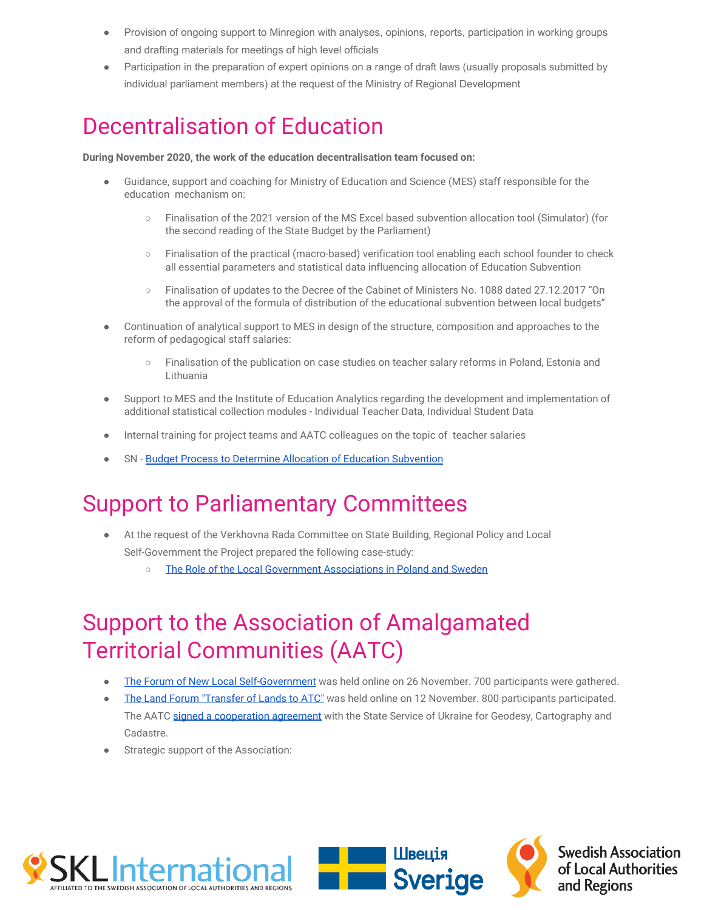- Provision of ongoing support to Minregion with analyses, opinions, reports, participation in working groups and drafting materials for meetings of high level officials
- Participation in the preparation of expert opinions on a range of draft laws (usually proposals submitted by individual parliament members) at the request of the Ministry of Regional Development

# Decentralisation of Education

**During November 2020, the work of the education decentralisation team focused on:**

- Guidance, support and coaching for Ministry of Education and Science (MES) staff responsible for the education mechanism on:
    - Finalisation of the 2021 version of the MS Excel based subvention allocation tool (Simulator) (for the second reading of the State Budget by the Parliament)
    - Finalisation of the practical (macro-based) verification tool enabling each school founder to check all essential parameters and statistical data influencing allocation of Education Subvention
    - Finalisation of updates to the Decree of the Cabinet of Ministers No. 1088 dated 27.12.2017 "On the approval of the formula of distribution of the educational subvention between local budgets"
- Continuation of analytical support to MES in design of the structure, composition and approaches to the reform of pedagogical staff salaries:
    - Finalisation of the publication on case studies on teacher salary reforms in Poland, Estonia and Lithuania
- Support to MES and the Institute of Education Analytics regarding the development and implementation of additional statistical collection modules - Individual Teacher Data, Individual Student Data
- Internal training for project teams and AATC colleagues on the topic of teacher salaries
- SN - Budget Process to Determine Allocation of Education Subvention

# Support to Parliamentary Committees

- At the request of the Verkhovna Rada Committee on State Building, Regional Policy and Local Self-Government the Project prepared the following case-study:
    - The Role of the Local Government Associations in Poland and Sweden

# Support to the Association of Amalgamated Territorial Communities (AATC)

- The Forum of New Local Self-Government was held online on 26 November. 700 participants were gathered.
- The Land Forum "Transfer of Lands to ATC" was held online on 12 November. 800 participants participated. The AATC signed a cooperation agreement with the State Service of Ukraine for Geodesy, Cartography and Cadastre.
- Strategic support of the Association: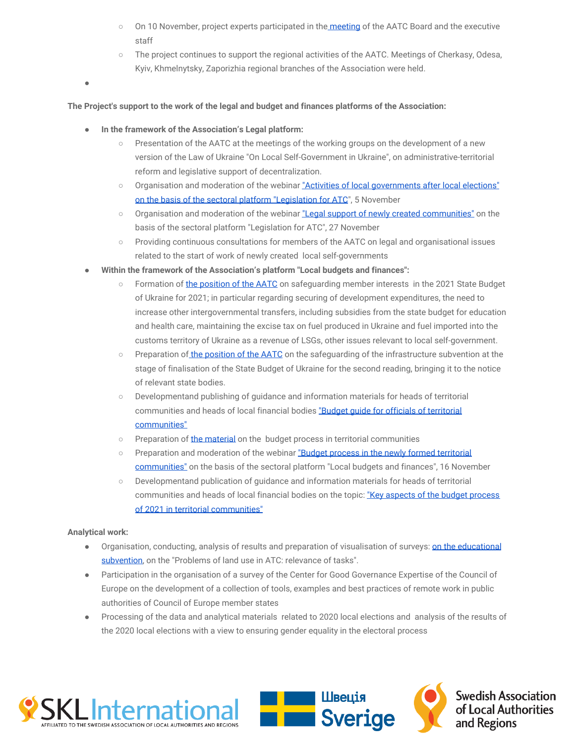- On 10 November, project experts participated in the meeting of the AATC Board and the executive staff
- The project continues to support the regional activities of the AATC. Meetings of Cherkasy, Odesa, Kyiv, Khmelnytsky, Zaporizhia regional branches of the Association were held.

**The Project's support to the work of the legal and budget and finances platforms of the Association:**

- **In the framework of the Association's Legal platform:**
  - Presentation of the AATC at the meetings of the working groups on the development of a new version of the Law of Ukraine "On Local Self-Government in Ukraine", on administrative-territorial reform and legislative support of decentralization.
  - Organisation and moderation of the webinar "Activities of local governments after local elections" on the basis of the sectoral platform "Legislation for ATC", 5 November
  - Organisation and moderation of the webinar "Legal support of newly created communities" on the basis of the sectoral platform "Legislation for ATC", 27 November
  - Providing continuous consultations for members of the AATC on legal and organisational issues related to the start of work of newly created local self-governments
- **Within the framework of the Association's platform "Local budgets and finances":**
  - Formation of the position of the AATC on safeguarding member interests in the 2021 State Budget of Ukraine for 2021; in particular regarding securing of development expenditures, the need to increase other intergovernmental transfers, including subsidies from the state budget for education and health care, maintaining the excise tax on fuel produced in Ukraine and fuel imported into the customs territory of Ukraine as a revenue of LSGs, other issues relevant to local self-government.
  - Preparation of the position of the AATC on the safeguarding of the infrastructure subvention at the stage of finalisation of the State Budget of Ukraine for the second reading, bringing it to the notice of relevant state bodies.
  - Developmentand publishing of guidance and information materials for heads of territorial communities and heads of local financial bodies "Budget guide for officials of territorial communities"
  - Preparation of the material on the budget process in territorial communities
  - Preparation and moderation of the webinar "Budget process in the newly formed territorial communities" on the basis of the sectoral platform "Local budgets and finances", 16 November
  - Developmentand publication of guidance and information materials for heads of territorial communities and heads of local financial bodies on the topic: "Key aspects of the budget process of 2021 in territorial communities"

**Analytical work:**

- Organisation, conducting, analysis of results and preparation of visualisation of surveys: on the educational subvention, on the "Problems of land use in ATC: relevance of tasks".
- Participation in the organisation of a survey of the Center for Good Governance Expertise of the Council of Europe on the development of a collection of tools, examples and best practices of remote work in public authorities of Council of Europe member states
- Processing of the data and analytical materials related to 2020 local elections and analysis of the results of the 2020 local elections with a view to ensuring gender equality in the electoral process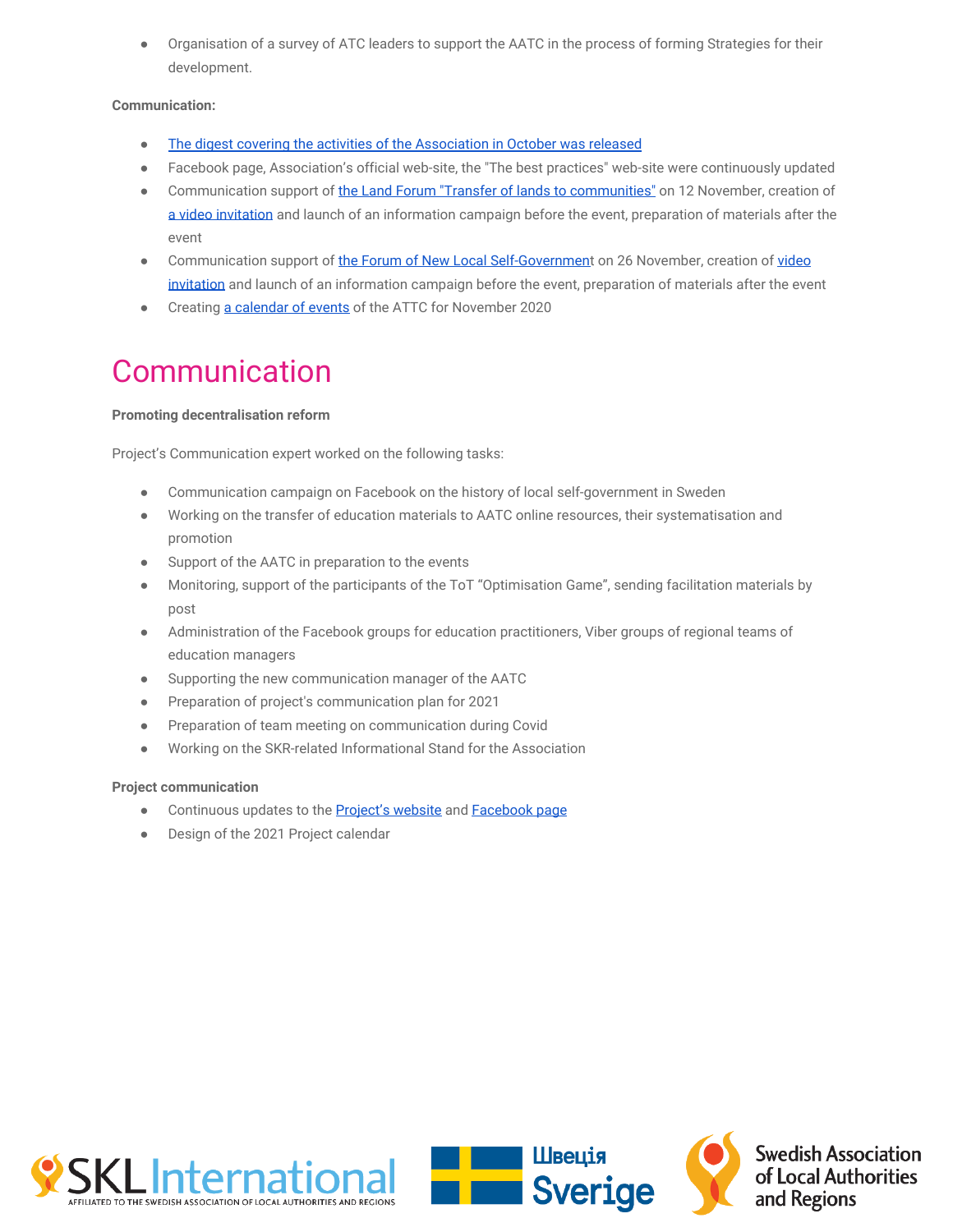- Organisation of a survey of ATC leaders to support the AATC in the process of forming Strategies for their development.

**Communication:**

- The digest covering the activities of the Association in October was released
- Facebook page, Association's official web-site, the "The best practices" web-site were continuously updated
- Communication support of the Land Forum "Transfer of lands to communities" on 12 November, creation of a video invitation and launch of an information campaign before the event, preparation of materials after the event
- Communication support of the Forum of New Local Self-Government on 26 November, creation of video invitation and launch of an information campaign before the event, preparation of materials after the event
- Creating a calendar of events of the ATTC for November 2020

# Communication

**Promoting decentralisation reform**

Project's Communication expert worked on the following tasks:

- Communication campaign on Facebook on the history of local self-government in Sweden
- Working on the transfer of education materials to AATC online resources, their systematisation and promotion
- Support of the AATC in preparation to the events
- Monitoring, support of the participants of the ToT "Optimisation Game", sending facilitation materials by post
- Administration of the Facebook groups for education practitioners, Viber groups of regional teams of education managers
- Supporting the new communication manager of the AATC
- Preparation of project's communication plan for 2021
- Preparation of team meeting on communication during Covid
- Working on the SKR-related Informational Stand for the Association

**Project communication**

- Continuous updates to the Project's website and Facebook page
- Design of the 2021 Project calendar